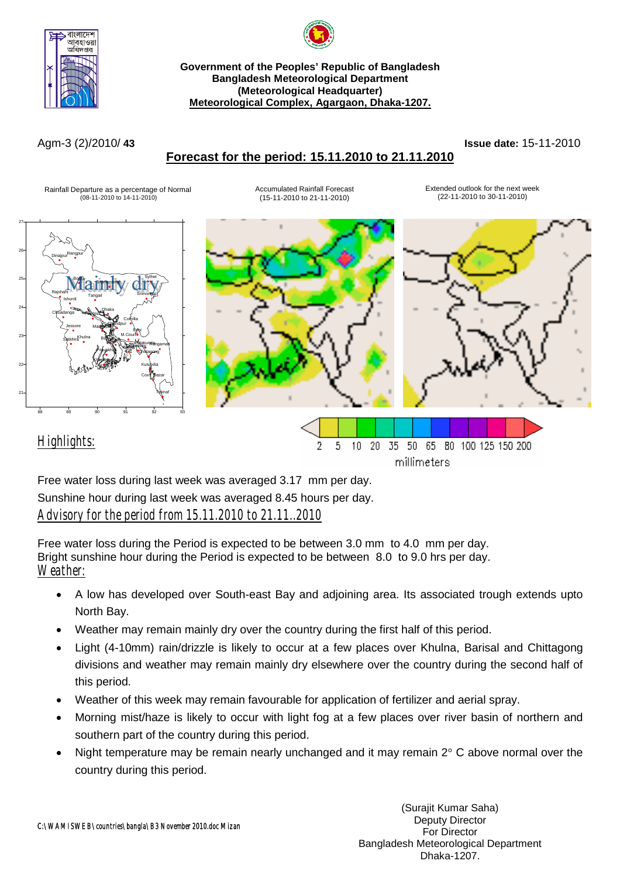**Government of the Peoples' Republic of Bangladesh**
**Bangladesh Meteorological Department**
**(Meteorological Headquarter)**
**Meteorological Complex, Agargaon, Dhaka-1207.**

Agm-3 (2)/2010/ **43** **Issue date:** 15-11-2010

## Forecast for the period: 15.11.2010 to 21.11.2010

Rainfall Departure as a percentage of Normal (08-11-2010 to 14-11-2010)

Mainly dry

Accumulated Rainfall Forecast (15-11-2010 to 21-11-2010)

Extended outlook for the next week (22-11-2010 to 30-11-2010)

2 5 10 20 35 50 65 80 100 125 150 200
millimeters

## Highlights:

Free water loss during last week was averaged 3.17 mm per day.
Sunshine hour during last week was averaged 8.45 hours per day.

## Advisory for the period from 15.11.2010 to 21.11..2010

Free water loss during the Period is expected to be between 3.0 mm to 4.0 mm per day.
Bright sunshine hour during the Period is expected to be between 8.0 to 9.0 hrs per day.

## Weather:

- A low has developed over South-east Bay and adjoining area. Its associated trough extends upto North Bay.
- Weather may remain mainly dry over the country during the first half of this period.
- Light (4-10mm) rain/drizzle is likely to occur at a few places over Khulna, Barisal and Chittagong divisions and weather may remain mainly dry elsewhere over the country during the second half of this period.
- Weather of this week may remain favourable for application of fertilizer and aerial spray.
- Morning mist/haze is likely to occur with light fog at a few places over river basin of northern and southern part of the country during this period.
- Night temperature may be remain nearly unchanged and it may remain 2° C above normal over the country during this period.

C:\WAMISWEB\countries\bangla\B3 November 2010.doc Mizan

(Surajit Kumar Saha)
Deputy Director
For Director
Bangladesh Meteorological Department
Dhaka-1207.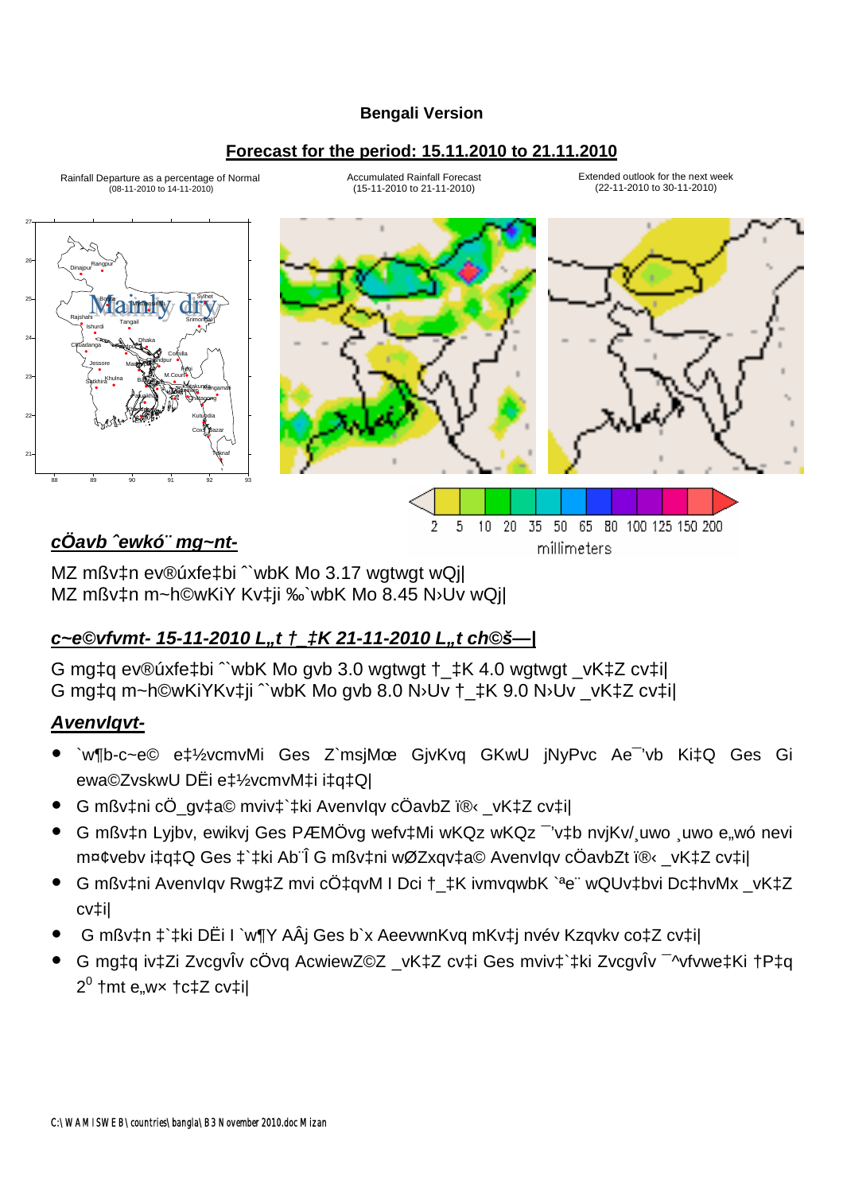**Bengali Version**

**Forecast for the period: 15.11.2010 to 21.11.2010**

Rainfall Departure as a percentage of Normal
(08-11-2010 to 14-11-2010)

Accumulated Rainfall Forecast
(15-11-2010 to 21-11-2010)

Extended outlook for the next week
(22-11-2010 to 30-11-2010)

Mainly dry

2 5 10 20 35 50 65 80 100 125 150 200
millimeters

## *cÖavb ˆewkó¨ mg~nt-*

MZ mßv‡n ev®úxfe‡bi ˆˆwbK Mo 3.17 wgwgt wQj|
MZ mßv‡n m~h©wKiY Kv‡ji ‰`wbK Mo 8.45 N›Uv wQj|

## *c~e©vfvmt- 15-11-2010 L„t †_‡K 21-11-2010 L„t ch©š—|*

G mg‡q ev®úxfe‡bi ˆˆwbK Mo gvb 3.0 wgwgt †_‡K 4.0 wgwgt _vK‡Z cv‡i|
G mg‡q m~h©wKiYKv‡ji ˆˆwbK Mo gvb 8.0 N›Uv †_‡K 9.0 N›Uv _vK‡Z cv‡i|

## *Avenvlqvt-*

- `w¶b-c~e© e‡½vcmvMi Ges Z`msjMœ GjvKvq GKwU jNyPvc Ae¯'vb Ki‡Q Ges Gi ewa©ZvskwU DËi e‡½vcmvM‡i i‡q‡Q|
- G mßv‡ni cÖ_gv‡a© mviv‡`‡ki Avenvlqv cÖavbZ i®‹ _vK‡Z cv‡i|
- G mßv‡n Lyjbv, ewikvj Ges PÆMÖvg wefv‡Mi wKQz wKQz ¯'v‡b nvjKv/¸uwo ¸uwo e„wó nevi m¤¢vebv i‡q‡Q Ges ‡`‡ki Ab¨Î G mßv‡ni wØZxqv‡a© Avenvlqv cÖavbZt i®‹ _vK‡Z cv‡i|
- G mßv‡ni Avenvlqv Rwg‡Z mvi cÖ‡qvM I Dci †_‡K ivmvqwbK `ªe¨ wQUv‡bvi Dc‡hvMx _vK‡Z cv‡i|
- G mßv‡n ‡`‡ki DËi I `w¶Y AÂj Ges b`x AeevwnKvq mKv‡j nvév Kzqvkv co‡Z cv‡i|
- G mg‡q iv‡Zi ZvcgvÎv cÖvq AcwiewZ©Z _vK‡Z cv‡i Ges mviv‡`‡ki ZvcgvÎv ¯^vfvwe‡Ki †P‡q $2^0$ †mt e„wׅ †c‡Z cv‡i|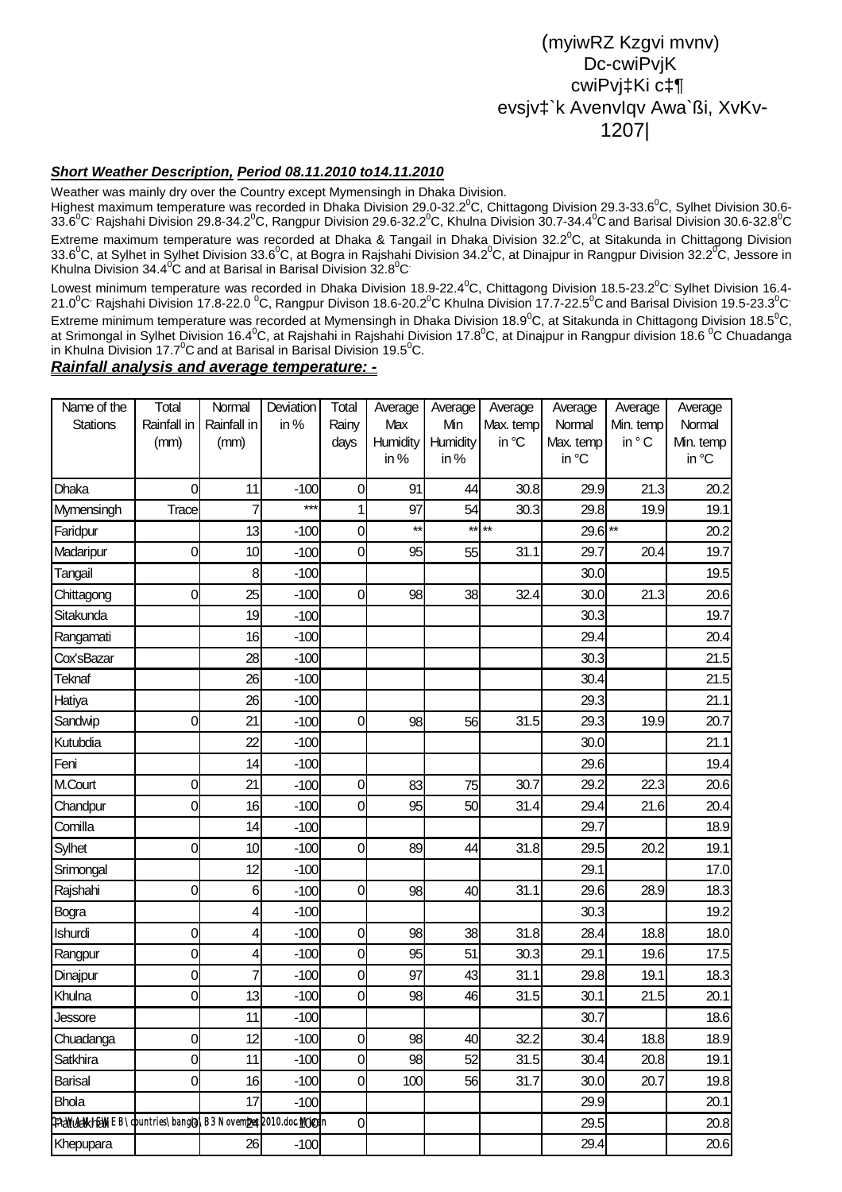(myiwRZ Kzgvi mvnv)
Dc-cwiPvjK
cwiPvj‡Ki c‡¶
evsjv‡`k AvenvIqv Awa`ßi, XvKv-1207|

***Short Weather Description, Period 08.11.2010 to14.11.2010***

Weather was mainly dry over the Country except Mymensingh in Dhaka Division.

Highest maximum temperature was recorded in Dhaka Division 29.0-32.2$^0$C, Chittagong Division 29.3-33.6$^0$C, Sylhet Division 30.6-33.6$^0$C, Rajshahi Division 29.8-34.2$^0$C, Rangpur Division 29.6-32.2$^0$C, Khulna Division 30.7-34.4$^0$C and Barisal Division 30.6-32.8$^0$C

Extreme maximum temperature was recorded at Dhaka & Tangail in Dhaka Division 32.2$^0$C, at Sitakunda in Chittagong Division 33.6$^0$C, at Sylhet in Sylhet Division 33.6$^0$C, at Bogra in Rajshahi Division 34.2$^0$C, at Dinajpur in Rangpur Division 32.2$^0$C, Jessore in Khulna Division 34.4$^0$C and at Barisal in Barisal Division 32.8$^0$C.

Lowest minimum temperature was recorded in Dhaka Division 18.9-22.4$^0$C, Chittagong Division 18.5-23.2$^0$C, Sylhet Division 16.4-21.0$^0$C, Rajshahi Division 17.8-22.0 $^0$C, Rangpur Divison 18.6-20.2$^0$C Khulna Division 17.7-22.5$^0$C and Barisal Division 19.5-23.3$^0$C.

Extreme minimum temperature was recorded at Mymensingh in Dhaka Division 18.9$^0$C, at Sitakunda in Chittagong Division 18.5$^0$C, at Srimongal in Sylhet Division 16.4$^0$C, at Rajshahi in Rajshahi Division 17.8$^0$C, at Dinajpur in Rangpur division 18.6 $^0$C Chuadanga in Khulna Division 17.7$^0$C and at Barisal in Barisal Division 19.5$^0$C.

***Rainfall analysis and average temperature: -***

| Name of the Stations | Total Rainfall in (mm) | Normal Rainfall in (mm) | Deviation in % | Total Rainy days | Average Max Humidity in % | Average Min Humidity in % | Average Max. temp in °C | Average Normal Max. temp in °C | Average Min. temp in ° C | Average Normal Min. temp in °C |
|---|---|---|---|---|---|---|---|---|---|---|
| Dhaka | 0 | 11 | -100 | 0 | 91 | 44 | 30.8 | 29.9 | 21.3 | 20.2 |
| Mymensingh | Trace | 7 | *** | 1 | 97 | 54 | 30.3 | 29.8 | 19.9 | 19.1 |
| Faridpur | | 13 | -100 | 0 | ** | ** | ** | 29.6 | ** | 20.2 |
| Madaripur | 0 | 10 | -100 | 0 | 95 | 55 | 31.1 | 29.7 | 20.4 | 19.7 |
| Tangail | | 8 | -100 | | | | | 30.0 | | 19.5 |
| Chittagong | 0 | 25 | -100 | 0 | 98 | 38 | 32.4 | 30.0 | 21.3 | 20.6 |
| Sitakunda | | 19 | -100 | | | | | 30.3 | | 19.7 |
| Rangamati | | 16 | -100 | | | | | 29.4 | | 20.4 |
| Cox'sBazar | | 28 | -100 | | | | | 30.3 | | 21.5 |
| Teknaf | | 26 | -100 | | | | | 30.4 | | 21.5 |
| Hatiya | | 26 | -100 | | | | | 29.3 | | 21.1 |
| Sandwip | 0 | 21 | -100 | 0 | 98 | 56 | 31.5 | 29.3 | 19.9 | 20.7 |
| Kutubdia | | 22 | -100 | | | | | 30.0 | | 21.1 |
| Feni | | 14 | -100 | | | | | 29.6 | | 19.4 |
| M.Court | 0 | 21 | -100 | 0 | 83 | 75 | 30.7 | 29.2 | 22.3 | 20.6 |
| Chandpur | 0 | 16 | -100 | 0 | 95 | 50 | 31.4 | 29.4 | 21.6 | 20.4 |
| Comilla | | 14 | -100 | | | | | 29.7 | | 18.9 |
| Sylhet | 0 | 10 | -100 | 0 | 89 | 44 | 31.8 | 29.5 | 20.2 | 19.1 |
| Srimongal | | 12 | -100 | | | | | 29.1 | | 17.0 |
| Rajshahi | 0 | 6 | -100 | 0 | 98 | 40 | 31.1 | 29.6 | 28.9 | 18.3 |
| Bogra | | 4 | -100 | | | | | 30.3 | | 19.2 |
| Ishurdi | 0 | 4 | -100 | 0 | 98 | 38 | 31.8 | 28.4 | 18.8 | 18.0 |
| Rangpur | 0 | 4 | -100 | 0 | 95 | 51 | 30.3 | 29.1 | 19.6 | 17.5 |
| Dinajpur | 0 | 7 | -100 | 0 | 97 | 43 | 31.1 | 29.8 | 19.1 | 18.3 |
| Khulna | 0 | 13 | -100 | 0 | 98 | 46 | 31.5 | 30.1 | 21.5 | 20.1 |
| Jessore | | 11 | -100 | | | | | 30.7 | | 18.6 |
| Chuadanga | 0 | 12 | -100 | 0 | 98 | 40 | 32.2 | 30.4 | 18.8 | 18.9 |
| Satkhira | 0 | 11 | -100 | 0 | 98 | 52 | 31.5 | 30.4 | 20.8 | 19.1 |
| Barisal | 0 | 16 | -100 | 0 | 100 | 56 | 31.7 | 30.0 | 20.7 | 19.8 |
| Bhola | | 17 | -100 | | | | | 29.9 | | 20.1 |
| Patuakhali | 0 | 24 | -100 | 0 | | | | 29.5 | | 20.8 |
| Khepupara | | 26 | -100 | | | | | 29.4 | | 20.6 |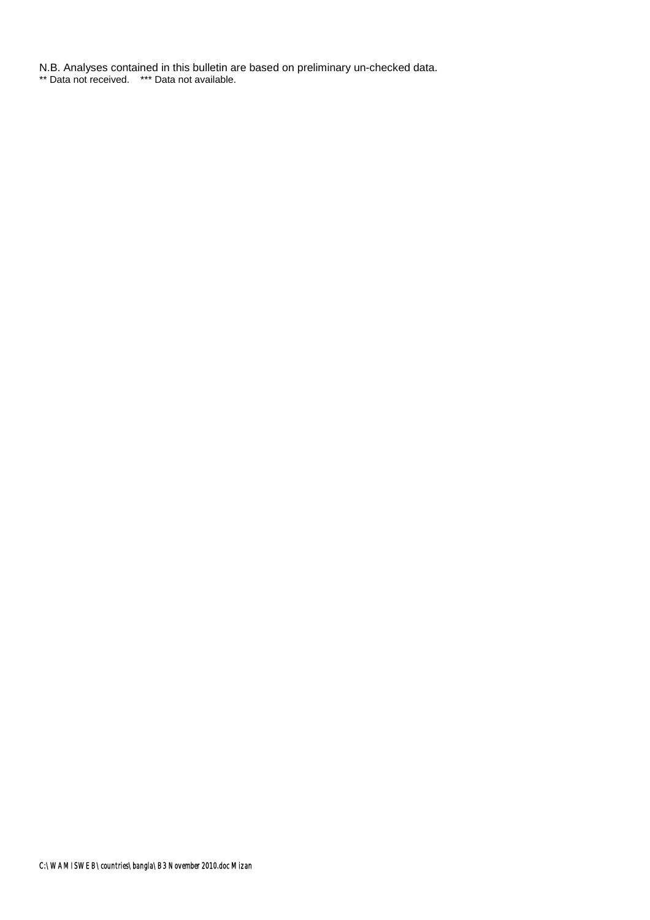N.B. Analyses contained in this bulletin are based on preliminary un-checked data.

** Data not received. *** Data not available.

C:\WAMISWEB\countries\bangla\B3 November 2010.doc Mizan